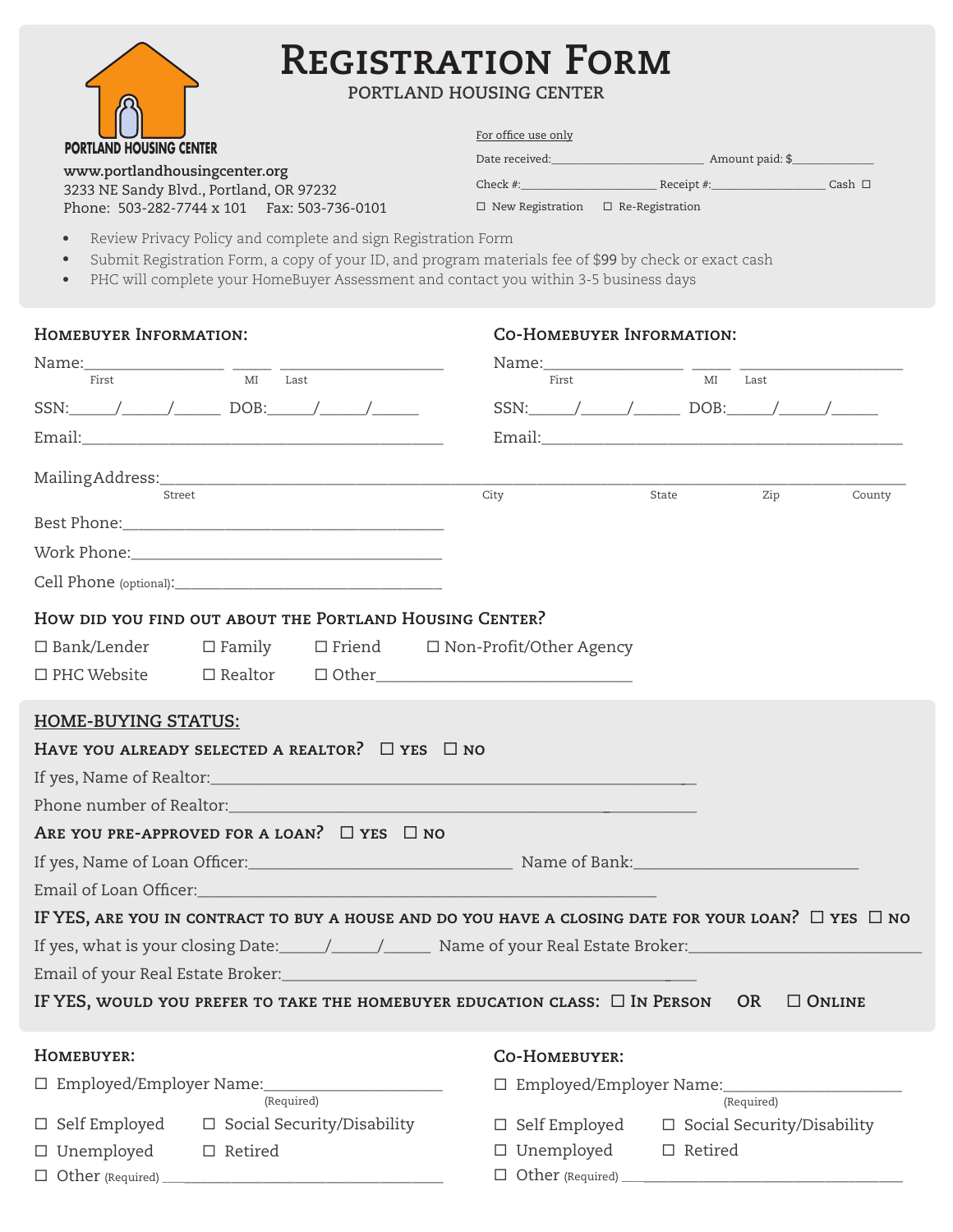# REGISTRATION FORM

PORTLAND HOUSING CENTER

PORTLAND HOUSING CENTER

www.portlandhousingcenter.org
3233 NE Sandy Blvd., Portland, OR 97232
Phone: 503-282-7744 x 101 Fax: 503-736-0101

For office use only

Date received:________________________ Amount paid: $_____________

Check #:_____________________ Receipt #:_________________ Cash ☐

☐ New Registration ☐ Re-Registration

- Review Privacy Policy and complete and sign Registration Form
- Submit Registration Form, a copy of your ID, and program materials fee of $99 by check or exact cash
- PHC will complete your HomeBuyer Assessment and contact you within 3-5 business days

## HOMEBUYER INFORMATION:

Name:_________________ _____ ____________________
First MI Last

SSN:_____/_____/_____ DOB:_____/_____/_____

Email:_____________________________________________

## CO-HOMEBUYER INFORMATION:

Name:_________________ _____ ____________________
First MI Last

SSN:_____/_____/_____ DOB:_____/_____/_____

Email:_____________________________________________

MailingAddress:______________________________________________________________________________
Street City State Zip County

Best Phone:________________________________________

Work Phone:________________________________________

Cell Phone (optional):_______________________________

## HOW DID YOU FIND OUT ABOUT THE PORTLAND HOUSING CENTER?

☐ Bank/Lender ☐ Family ☐ Friend ☐ Non-Profit/Other Agency

☐ PHC Website ☐ Realtor ☐ Other________________________________

## HOME-BUYING STATUS:

**HAVE YOU ALREADY SELECTED A REALTOR?** ☐ YES ☐ NO

If yes, Name of Realtor:___________________________________________________________

Phone number of Realtor:__________________________________________________________

**ARE YOU PRE-APPROVED FOR A LOAN?** ☐ YES ☐ NO

If yes, Name of Loan Officer:_______________________________ Name of Bank:___________________________

Email of Loan Officer:________________________________________________________

**IF YES, ARE YOU IN CONTRACT TO BUY A HOUSE AND DO YOU HAVE A CLOSING DATE FOR YOUR LOAN?** ☐ YES ☐ NO

If yes, what is your closing Date:_____/_____/_____ Name of your Real Estate Broker:____________________________

Email of your Real Estate Broker:______________________________________________________

**IF YES, WOULD YOU PREFER TO TAKE THE HOMEBUYER EDUCATION CLASS:** ☐ IN PERSON OR ☐ ONLINE

## HOMEBUYER:

☐ Employed/Employer Name:_____________________
(Required)

☐ Self Employed ☐ Social Security/Disability

☐ Unemployed ☐ Retired

☐ Other (Required) ___________________________________

## CO-HOMEBUYER:

☐ Employed/Employer Name:_____________________
(Required)

☐ Self Employed ☐ Social Security/Disability

☐ Unemployed ☐ Retired

☐ Other (Required) ___________________________________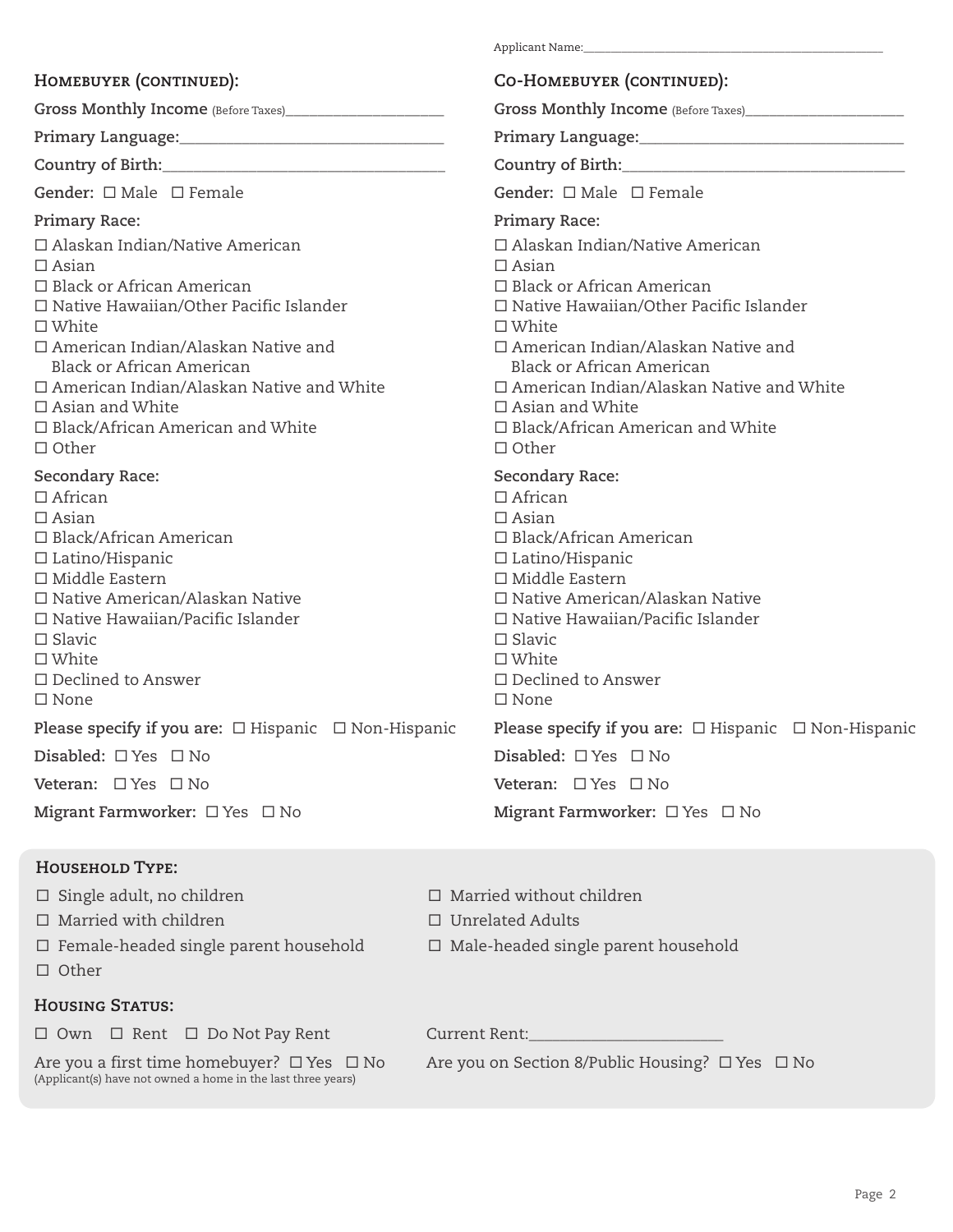Applicant Name:\_\_\_\_\_\_\_\_\_\_\_\_\_\_\_\_\_\_\_\_\_\_\_\_\_\_\_\_\_\_\_\_\_\_\_\_\_\_\_\_

## Homebuyer (continued):

**Gross Monthly Income** (Before Taxes)\_\_\_\_\_\_\_\_\_\_\_\_\_\_\_\_\_\_\_\_\_\_

**Primary Language:**\_\_\_\_\_\_\_\_\_\_\_\_\_\_\_\_\_\_\_\_\_\_\_\_\_\_\_\_\_\_

**Country of Birth:**\_\_\_\_\_\_\_\_\_\_\_\_\_\_\_\_\_\_\_\_\_\_\_\_\_\_\_\_\_\_

**Gender:** ☐ Male ☐ Female

**Primary Race:**

- ☐ Alaskan Indian/Native American
- ☐ Asian
- ☐ Black or African American
- ☐ Native Hawaiian/Other Pacific Islander
- ☐ White
- ☐ American Indian/Alaskan Native and Black or African American
- ☐ American Indian/Alaskan Native and White
- ☐ Asian and White
- ☐ Black/African American and White
- ☐ Other

**Secondary Race:**

- ☐ African
- ☐ Asian
- ☐ Black/African American
- ☐ Latino/Hispanic
- ☐ Middle Eastern
- ☐ Native American/Alaskan Native
- ☐ Native Hawaiian/Pacific Islander
- ☐ Slavic
- ☐ White
- ☐ Declined to Answer
- ☐ None

**Please specify if you are:** ☐ Hispanic ☐ Non-Hispanic

**Disabled:** ☐ Yes ☐ No

**Veteran:** ☐ Yes ☐ No

**Migrant Farmworker:** ☐ Yes ☐ No

## Co-Homebuyer (continued):

**Gross Monthly Income** (Before Taxes)\_\_\_\_\_\_\_\_\_\_\_\_\_\_\_\_\_\_\_\_\_\_

**Primary Language:**\_\_\_\_\_\_\_\_\_\_\_\_\_\_\_\_\_\_\_\_\_\_\_\_\_\_\_\_\_\_

**Country of Birth:**\_\_\_\_\_\_\_\_\_\_\_\_\_\_\_\_\_\_\_\_\_\_\_\_\_\_\_\_\_\_

**Gender:** ☐ Male ☐ Female

**Primary Race:**

- ☐ Alaskan Indian/Native American
- ☐ Asian
- ☐ Black or African American
- ☐ Native Hawaiian/Other Pacific Islander
- ☐ White
- ☐ American Indian/Alaskan Native and Black or African American
- ☐ American Indian/Alaskan Native and White
- ☐ Asian and White
- ☐ Black/African American and White
- ☐ Other

**Secondary Race:**

- ☐ African
- ☐ Asian
- ☐ Black/African American
- ☐ Latino/Hispanic
- ☐ Middle Eastern
- ☐ Native American/Alaskan Native
- ☐ Native Hawaiian/Pacific Islander
- ☐ Slavic
- ☐ White
- ☐ Declined to Answer
- ☐ None

**Please specify if you are:** ☐ Hispanic ☐ Non-Hispanic

**Disabled:** ☐ Yes ☐ No

**Veteran:** ☐ Yes ☐ No

**Migrant Farmworker:** ☐ Yes ☐ No

## Household Type:

- ☐ Single adult, no children
- ☐ Married without children
- ☐ Married with children
- ☐ Unrelated Adults
- ☐ Female-headed single parent household
- ☐ Male-headed single parent household
- ☐ Other

## Housing Status:

☐ Own ☐ Rent ☐ Do Not Pay Rent

Current Rent:\_\_\_\_\_\_\_\_\_\_\_\_\_\_\_\_\_\_\_\_\_\_

Are you a first time homebuyer? ☐ Yes ☐ No
(Applicant(s) have not owned a home in the last three years)

Are you on Section 8/Public Housing? ☐ Yes ☐ No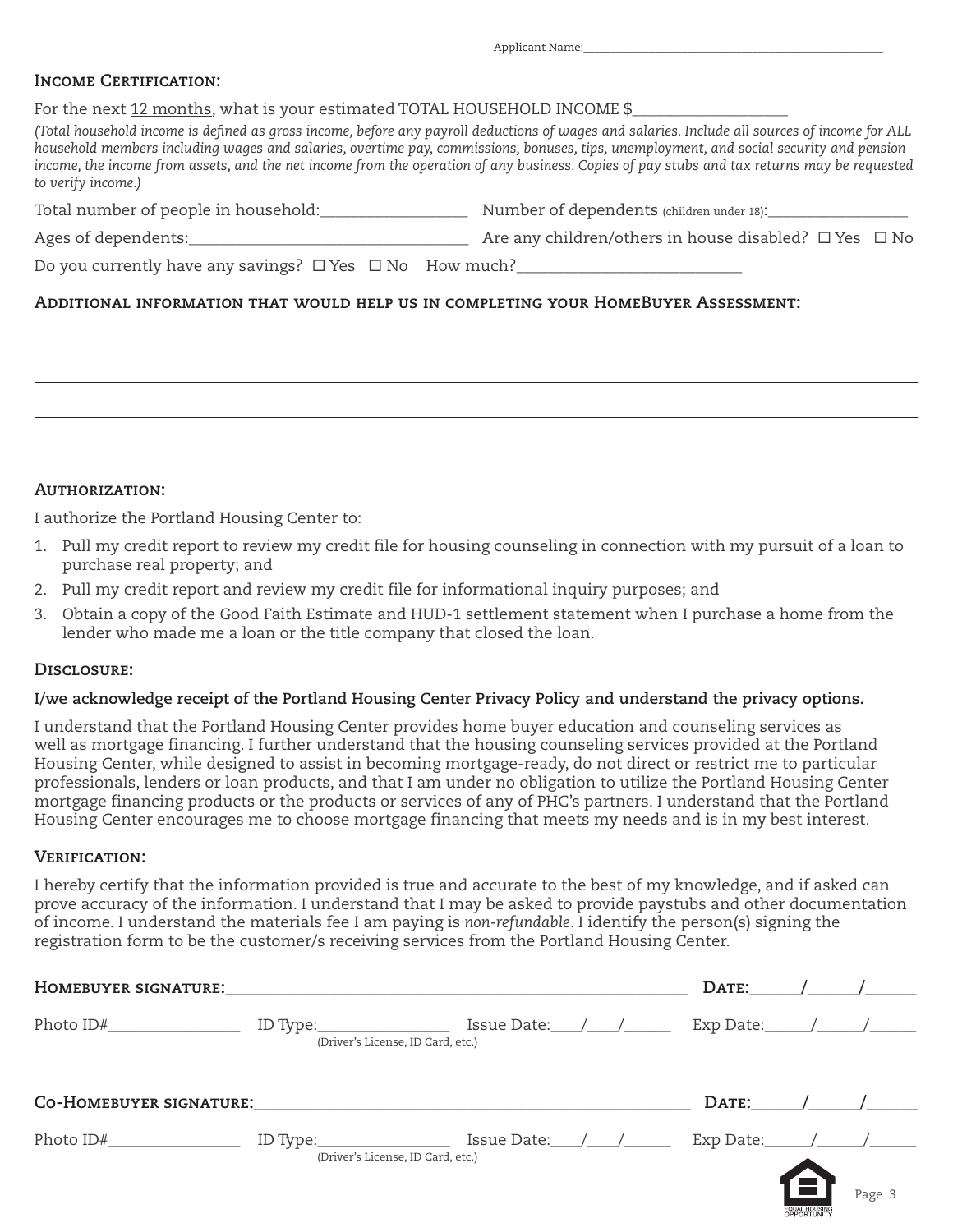Applicant Name:_______________________________________________

## Income Certification:

For the next 12 months, what is your estimated TOTAL HOUSEHOLD INCOME $__________________

*(Total household income is defined as gross income, before any payroll deductions of wages and salaries. Include all sources of income for ALL household members including wages and salaries, overtime pay, commissions, bonuses, tips, unemployment, and social security and pension income, the income from assets, and the net income from the operation of any business. Copies of pay stubs and tax returns may be requested to verify income.)*

Total number of people in household:________________ Number of dependents (children under 18):________________

Ages of dependents:________________________________ Are any children/others in house disabled? ☐ Yes ☐ No

Do you currently have any savings? ☐ Yes ☐ No How much?__________________________

## Additional information that would help us in completing your HomeBuyer Assessment:

_______________________________________________________________________________

_______________________________________________________________________________

_______________________________________________________________________________

_______________________________________________________________________________

## Authorization:

I authorize the Portland Housing Center to:

1. Pull my credit report to review my credit file for housing counseling in connection with my pursuit of a loan to purchase real property; and
2. Pull my credit report and review my credit file for informational inquiry purposes; and
3. Obtain a copy of the Good Faith Estimate and HUD-1 settlement statement when I purchase a home from the lender who made me a loan or the title company that closed the loan.

## Disclosure:

**I/we acknowledge receipt of the Portland Housing Center Privacy Policy and understand the privacy options.**

I understand that the Portland Housing Center provides home buyer education and counseling services as well as mortgage financing. I further understand that the housing counseling services provided at the Portland Housing Center, while designed to assist in becoming mortgage-ready, do not direct or restrict me to particular professionals, lenders or loan products, and that I am under no obligation to utilize the Portland Housing Center mortgage financing products or the products or services of any of PHC's partners. I understand that the Portland Housing Center encourages me to choose mortgage financing that meets my needs and is in my best interest.

## Verification:

I hereby certify that the information provided is true and accurate to the best of my knowledge, and if asked can prove accuracy of the information. I understand that I may be asked to provide paystubs and other documentation of income. I understand the materials fee I am paying is *non-refundable*. I identify the person(s) signing the registration form to be the customer/s receiving services from the Portland Housing Center.

**Homebuyer signature:**_______________________________________________ **Date:**_____/_____/_____

Photo ID#_______________ ID Type:_______________ (Driver's License, ID Card, etc.) Issue Date:___/___/_____ Exp Date:_____/_____/_____

**Co-Homebuyer signature:**____________________________________________ **Date:**_____/_____/_____

Photo ID#_______________ ID Type:_______________ (Driver's License, ID Card, etc.) Issue Date:___/___/_____ Exp Date:_____/_____/_____

EQUAL HOUSING OPPORTUNITY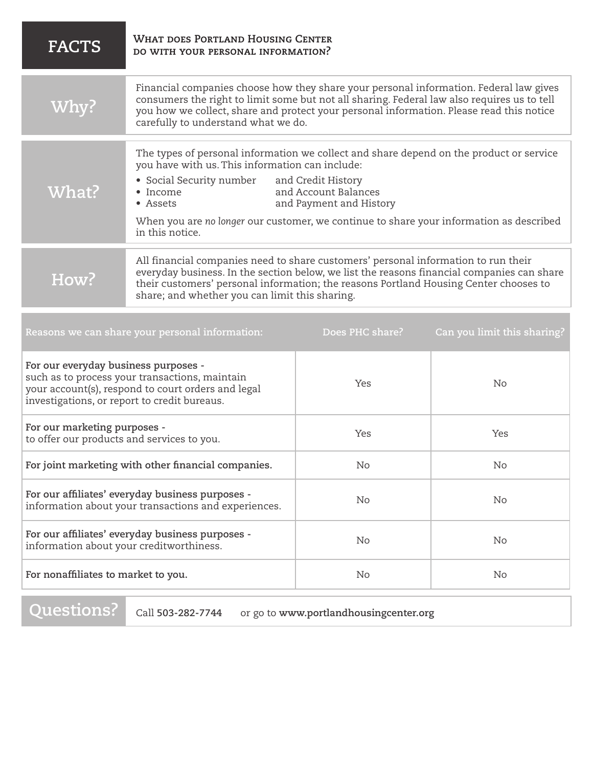# FACTS

## What does Portland Housing Center do with your personal information?

| | |
|---|---|
| **Why?** | Financial companies choose how they share your personal information. Federal law gives consumers the right to limit some but not all sharing. Federal law also requires us to tell you how we collect, share and protect your personal information. Please read this notice carefully to understand what we do. |
| **What?** | The types of personal information we collect and share depend on the product or service you have with us. This information can include:<br>• Social Security number and Credit History<br>• Income and Account Balances<br>• Assets and Payment and History<br><br>When you are *no longer* our customer, we continue to share your information as described in this notice. |
| **How?** | All financial companies need to share customers' personal information to run their everyday business. In the section below, we list the reasons financial companies can share their customers' personal information; the reasons Portland Housing Center chooses to share; and whether you can limit this sharing. |

| Reasons we can share your personal information: | Does PHC share? | Can you limit this sharing? |
|---|---|---|
| **For our everyday business purposes -** such as to process your transactions, maintain your account(s), respond to court orders and legal investigations, or report to credit bureaus. | Yes | No |
| **For our marketing purposes -** to offer our products and services to you. | Yes | Yes |
| **For joint marketing with other financial companies.** | No | No |
| **For our affiliates' everyday business purposes -** information about your transactions and experiences. | No | No |
| **For our affiliates' everyday business purposes -** information about your creditworthiness. | No | No |
| **For nonaffiliates to market to you.** | No | No |

**Questions?** Call **503-282-7744** or go to **www.portlandhousingcenter.org**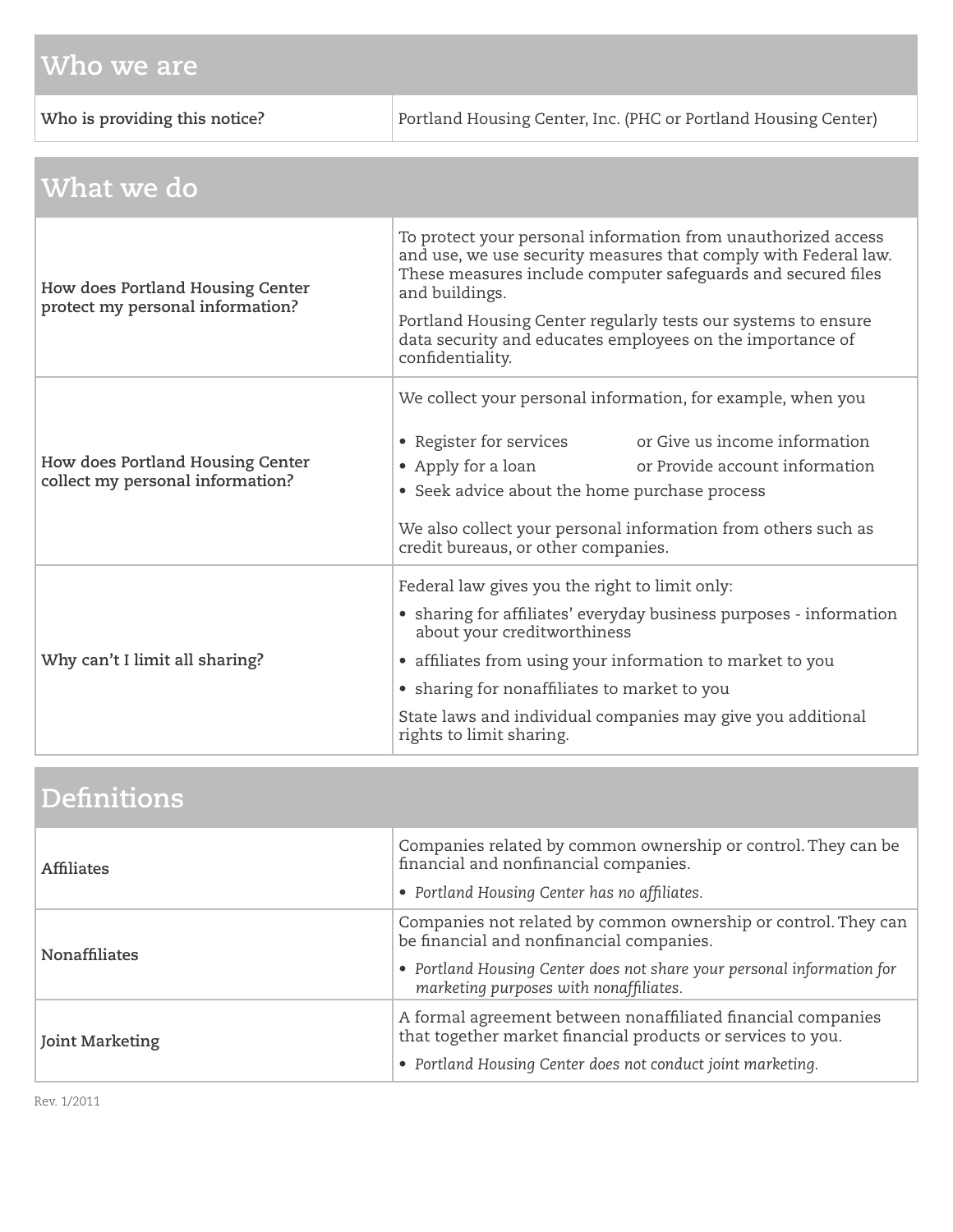## Who we are

| | |
|---|---|
| **Who is providing this notice?** | Portland Housing Center, Inc. (PHC or Portland Housing Center) |

## What we do

| | |
|---|---|
| **How does Portland Housing Center protect my personal information?** | To protect your personal information from unauthorized access and use, we use security measures that comply with Federal law. These measures include computer safeguards and secured files and buildings.<br><br>Portland Housing Center regularly tests our systems to ensure data security and educates employees on the importance of confidentiality. |
| **How does Portland Housing Center collect my personal information?** | We collect your personal information, for example, when you<br><br>• Register for services or Give us income information<br>• Apply for a loan or Provide account information<br>• Seek advice about the home purchase process<br><br>We also collect your personal information from others such as credit bureaus, or other companies. |
| **Why can't I limit all sharing?** | Federal law gives you the right to limit only:<br>• sharing for affiliates' everyday business purposes - information about your creditworthiness<br>• affiliates from using your information to market to you<br>• sharing for nonaffiliates to market to you<br><br>State laws and individual companies may give you additional rights to limit sharing. |

## Definitions

| | |
|---|---|
| **Affiliates** | Companies related by common ownership or control. They can be financial and nonfinancial companies.<br>• *Portland Housing Center has no affiliates.* |
| **Nonaffiliates** | Companies not related by common ownership or control. They can be financial and nonfinancial companies.<br>• *Portland Housing Center does not share your personal information for marketing purposes with nonaffiliates.* |
| **Joint Marketing** | A formal agreement between nonaffiliated financial companies that together market financial products or services to you.<br>• *Portland Housing Center does not conduct joint marketing.* |

Rev. 1/2011